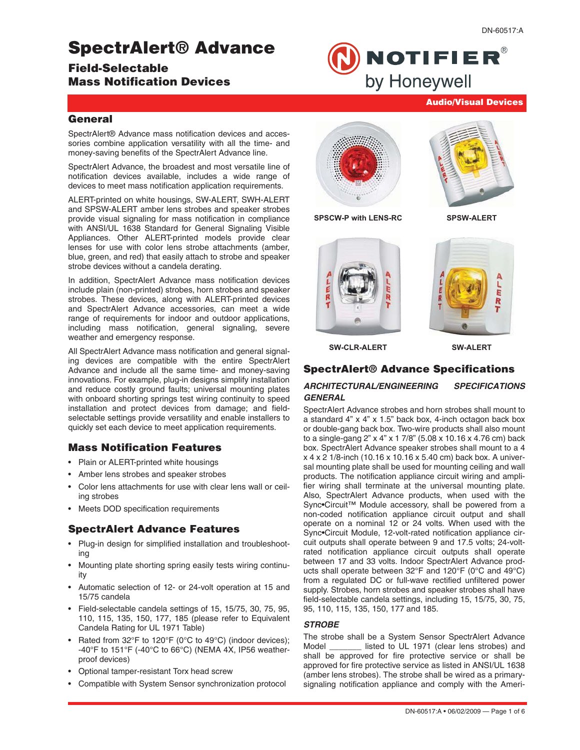# SpectrAlert® Advance

## Field-Selectable Mass Notification Devices

NOTIFIER® by Honeywell

**Audio/Visual Devices**

## General

SpectrAlert® Advance mass notification devices and accessories combine application versatility with all the time- and money-saving benefits of the SpectrAlert Advance line.

SpectrAlert Advance, the broadest and most versatile line of notification devices available, includes a wide range of devices to meet mass notification application requirements.

ALERT-printed on white housings, SW-ALERT, SWH-ALERT and SPSW-ALERT amber lens strobes and speaker strobes provide visual signaling for mass notification in compliance with ANSI/UL 1638 Standard for General Signaling Visible Appliances. Other ALERT-printed models provide clear lenses for use with color lens strobe attachments (amber, blue, green, and red) that easily attach to strobe and speaker strobe devices without a candela derating.

In addition, SpectrAlert Advance mass notification devices include plain (non-printed) strobes, horn strobes and speaker strobes. These devices, along with ALERT-printed devices and SpectrAlert Advance accessories, can meet a wide range of requirements for indoor and outdoor applications, including mass notification, general signaling, severe weather and emergency response.

All SpectrAlert Advance mass notification and general signaling devices are compatible with the entire SpectrAlert Advance and include all the same time- and money-saving innovations. For example, plug-in designs simplify installation and reduce costly ground faults; universal mounting plates with onboard shorting springs test wiring continuity to speed installation and protect devices from damage; and field-selectable settings provide versatility and enable installers to quickly set each device to meet application requirements.

## Mass Notification Features

- Plain or ALERT-printed white housings
- Amber lens strobes and speaker strobes
- Color lens attachments for use with clear lens wall or ceiling strobes
- Meets DOD specification requirements

## SpectrAlert Advance Features

- Plug-in design for simplified installation and troubleshooting
- Mounting plate shorting spring easily tests wiring continuity
- Automatic selection of 12- or 24-volt operation at 15 and 15/75 candela
- Field-selectable candela settings of 15, 15/75, 30, 75, 95, 110, 115, 135, 150, 177, 185 (please refer to Equivalent Candela Rating for UL 1971 Table)
- Rated from 32°F to 120°F (0°C to 49°C) (indoor devices); -40°F to 151°F (-40°C to 66°C) (NEMA 4X, IP56 weatherproof devices)
- Optional tamper-resistant Torx head screw
- Compatible with System Sensor synchronization protocol

SPSCW-P with LENS-RC

SPSW-ALERT

SW-CLR-ALERT

SW-ALERT

## SpectrAlert® Advance Specifications

### *ARCHITECTURAL/ENGINEERING SPECIFICATIONS GENERAL*

SpectrAlert Advance strobes and horn strobes shall mount to a standard 4" x 4" x 1.5" back box, 4-inch octagon back box or double-gang back box. Two-wire products shall also mount to a single-gang 2" x 4" x 1 7/8" (5.08 x 10.16 x 4.76 cm) back box. SpectrAlert Advance speaker strobes shall mount to a 4 x 4 x 2 1/8-inch (10.16 x 10.16 x 5.40 cm) back box. A universal mounting plate shall be used for mounting ceiling and wall products. The notification appliance circuit wiring and amplifier wiring shall terminate at the universal mounting plate. Also, SpectrAlert Advance products, when used with the Sync•Circuit™ Module accessory, shall be powered from a non-coded notification appliance circuit output and shall operate on a nominal 12 or 24 volts. When used with the Sync•Circuit Module, 12-volt-rated notification appliance circuit outputs shall operate between 9 and 17.5 volts; 24-volt-rated notification appliance circuit outputs shall operate between 17 and 33 volts. Indoor SpectrAlert Advance products shall operate between 32°F and 120°F (0°C and 49°C) from a regulated DC or full-wave rectified unfiltered power supply. Strobes, horn strobes and speaker strobes shall have field-selectable candela settings, including 15, 15/75, 30, 75, 95, 110, 115, 135, 150, 177 and 185.

### *STROBE*

The strobe shall be a System Sensor SpectrAlert Advance Model _______ listed to UL 1971 (clear lens strobes) and shall be approved for fire protective service or shall be approved for fire protective service as listed in ANSI/UL 1638 (amber lens strobes). The strobe shall be wired as a primary-signaling notification appliance and comply with the Ameri-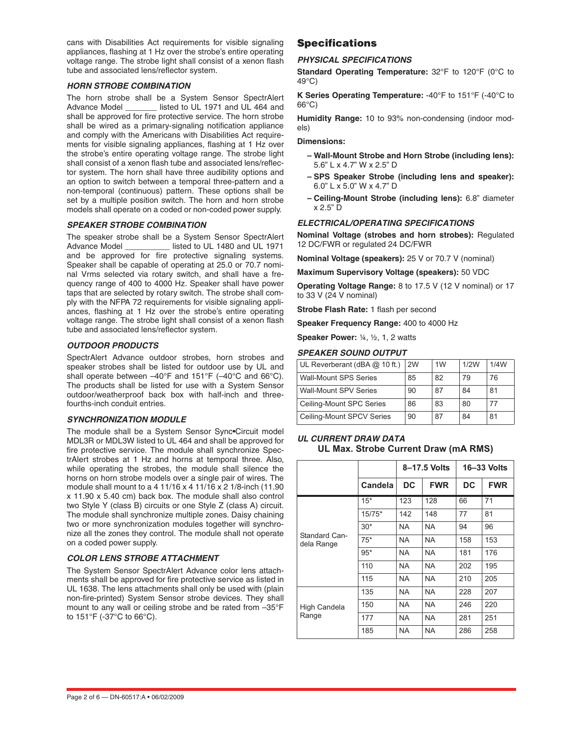cans with Disabilities Act requirements for visible signaling appliances, flashing at 1 Hz over the strobe's entire operating voltage range. The strobe light shall consist of a xenon flash tube and associated lens/reflector system.

### HORN STROBE COMBINATION

The horn strobe shall be a System Sensor SpectrAlert Advance Model _______ listed to UL 1971 and UL 464 and shall be approved for fire protective service. The horn strobe shall be wired as a primary-signaling notification appliance and comply with the Americans with Disabilities Act requirements for visible signaling appliances, flashing at 1 Hz over the strobe's entire operating voltage range. The strobe light shall consist of a xenon flash tube and associated lens/reflector system. The horn shall have three audibility options and an option to switch between a temporal three-pattern and a non-temporal (continuous) pattern. These options shall be set by a multiple position switch. The horn and horn strobe models shall operate on a coded or non-coded power supply.

### SPEAKER STROBE COMBINATION

The speaker strobe shall be a System Sensor SpectrAlert Advance Model __________ listed to UL 1480 and UL 1971 and be approved for fire protective signaling systems. Speaker shall be capable of operating at 25.0 or 70.7 nominal Vrms selected via rotary switch, and shall have a frequency range of 400 to 4000 Hz. Speaker shall have power taps that are selected by rotary switch. The strobe shall comply with the NFPA 72 requirements for visible signaling appliances, flashing at 1 Hz over the strobe's entire operating voltage range. The strobe light shall consist of a xenon flash tube and associated lens/reflector system.

### OUTDOOR PRODUCTS

SpectrAlert Advance outdoor strobes, horn strobes and speaker strobes shall be listed for outdoor use by UL and shall operate between –40°F and 151°F (–40°C and 66°C). The products shall be listed for use with a System Sensor outdoor/weatherproof back box with half-inch and three-fourths-inch conduit entries.

### SYNCHRONIZATION MODULE

The module shall be a System Sensor Sync•Circuit model MDL3R or MDL3W listed to UL 464 and shall be approved for fire protective service. The module shall synchronize SpectrAlert strobes at 1 Hz and horns at temporal three. Also, while operating the strobes, the module shall silence the horns on horn strobe models over a single pair of wires. The module shall mount to a 4 11/16 x 4 11/16 x 2 1/8-inch (11.90 x 11.90 x 5.40 cm) back box. The module shall also control two Style Y (class B) circuits or one Style Z (class A) circuit. The module shall synchronize multiple zones. Daisy chaining two or more synchronization modules together will synchronize all the zones they control. The module shall not operate on a coded power supply.

### COLOR LENS STROBE ATTACHMENT

The System Sensor SpectrAlert Advance color lens attachments shall be approved for fire protective service as listed in UL 1638. The lens attachments shall only be used with (plain non-fire-printed) System Sensor strobe devices. They shall mount to any wall or ceiling strobe and be rated from –35°F to 151°F (-37°C to 66°C).

## Specifications

### PHYSICAL SPECIFICATIONS

**Standard Operating Temperature:** 32°F to 120°F (0°C to 49°C)

**K Series Operating Temperature:** -40°F to 151°F (-40°C to 66°C)

**Humidity Range:** 10 to 93% non-condensing (indoor models)

**Dimensions:**

- **Wall-Mount Strobe and Horn Strobe (including lens):** 5.6" L x 4.7" W x 2.5" D
- **SPS Speaker Strobe (including lens and speaker):** 6.0" L x 5.0" W x 4.7" D
- **Ceiling-Mount Strobe (including lens):** 6.8" diameter x 2.5" D

### ELECTRICAL/OPERATING SPECIFICATIONS

**Nominal Voltage (strobes and horn strobes):** Regulated 12 DC/FWR or regulated 24 DC/FWR

**Nominal Voltage (speakers):** 25 V or 70.7 V (nominal)

**Maximum Supervisory Voltage (speakers):** 50 VDC

**Operating Voltage Range:** 8 to 17.5 V (12 V nominal) or 17 to 33 V (24 V nominal)

**Strobe Flash Rate:** 1 flash per second

**Speaker Frequency Range:** 400 to 4000 Hz

**Speaker Power:** ¼, ½, 1, 2 watts

### SPEAKER SOUND OUTPUT

| UL Reverberant (dBA @ 10 ft.) | 2W | 1W | 1/2W | 1/4W |
|---|---|---|---|---|
| Wall-Mount SPS Series | 85 | 82 | 79 | 76 |
| Wall-Mount SPV Series | 90 | 87 | 84 | 81 |
| Ceiling-Mount SPC Series | 86 | 83 | 80 | 77 |
| Ceiling-Mount SPCV Series | 90 | 87 | 84 | 81 |

### UL CURRENT DRAW DATA

**UL Max. Strobe Current Draw (mA RMS)**

| | | 8–17.5 Volts | | 16–33 Volts | |
|---|---|---|---|---|---|
| | Candela | DC | FWR | DC | FWR |
| Standard Candela Range | 15* | 123 | 128 | 66 | 71 |
| | 15/75* | 142 | 148 | 77 | 81 |
| | 30* | NA | NA | 94 | 96 |
| | 75* | NA | NA | 158 | 153 |
| | 95* | NA | NA | 181 | 176 |
| | 110 | NA | NA | 202 | 195 |
| | 115 | NA | NA | 210 | 205 |
| High Candela Range | 135 | NA | NA | 228 | 207 |
| | 150 | NA | NA | 246 | 220 |
| | 177 | NA | NA | 281 | 251 |
| | 185 | NA | NA | 286 | 258 |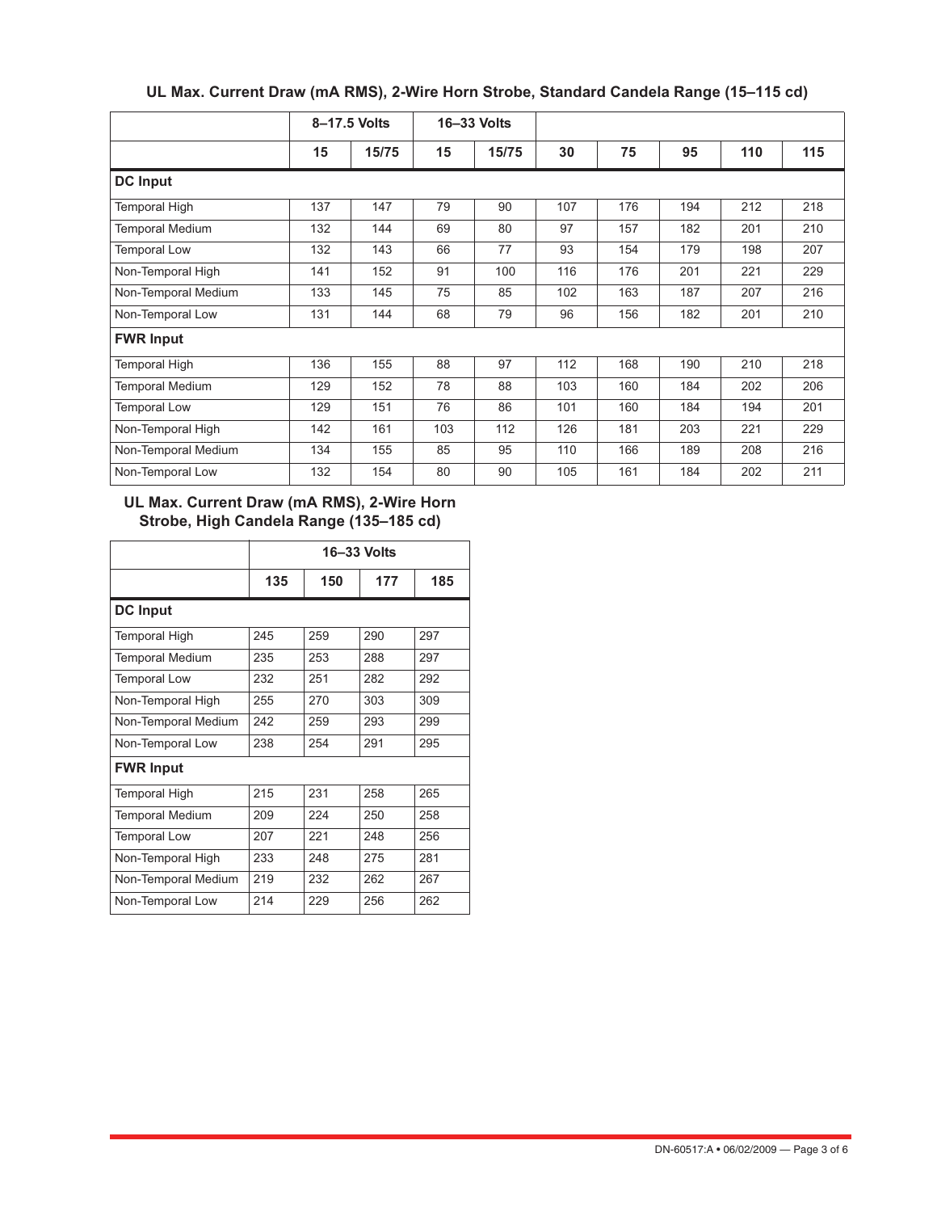**UL Max. Current Draw (mA RMS), 2-Wire Horn Strobe, Standard Candela Range (15–115 cd)**

| | 8–17.5 Volts | | 16–33 Volts | | | | | | |
|---|---|---|---|---|---|---|---|---|---|
| | 15 | 15/75 | 15 | 15/75 | 30 | 75 | 95 | 110 | 115 |
| **DC Input** | | | | | | | | | |
| Temporal High | 137 | 147 | 79 | 90 | 107 | 176 | 194 | 212 | 218 |
| Temporal Medium | 132 | 144 | 69 | 80 | 97 | 157 | 182 | 201 | 210 |
| Temporal Low | 132 | 143 | 66 | 77 | 93 | 154 | 179 | 198 | 207 |
| Non-Temporal High | 141 | 152 | 91 | 100 | 116 | 176 | 201 | 221 | 229 |
| Non-Temporal Medium | 133 | 145 | 75 | 85 | 102 | 163 | 187 | 207 | 216 |
| Non-Temporal Low | 131 | 144 | 68 | 79 | 96 | 156 | 182 | 201 | 210 |
| **FWR Input** | | | | | | | | | |
| Temporal High | 136 | 155 | 88 | 97 | 112 | 168 | 190 | 210 | 218 |
| Temporal Medium | 129 | 152 | 78 | 88 | 103 | 160 | 184 | 202 | 206 |
| Temporal Low | 129 | 151 | 76 | 86 | 101 | 160 | 184 | 194 | 201 |
| Non-Temporal High | 142 | 161 | 103 | 112 | 126 | 181 | 203 | 221 | 229 |
| Non-Temporal Medium | 134 | 155 | 85 | 95 | 110 | 166 | 189 | 208 | 216 |
| Non-Temporal Low | 132 | 154 | 80 | 90 | 105 | 161 | 184 | 202 | 211 |

**UL Max. Current Draw (mA RMS), 2-Wire Horn Strobe, High Candela Range (135–185 cd)**

| | 16–33 Volts | | | |
|---|---|---|---|---|
| | 135 | 150 | 177 | 185 |
| **DC Input** | | | | |
| Temporal High | 245 | 259 | 290 | 297 |
| Temporal Medium | 235 | 253 | 288 | 297 |
| Temporal Low | 232 | 251 | 282 | 292 |
| Non-Temporal High | 255 | 270 | 303 | 309 |
| Non-Temporal Medium | 242 | 259 | 293 | 299 |
| Non-Temporal Low | 238 | 254 | 291 | 295 |
| **FWR Input** | | | | |
| Temporal High | 215 | 231 | 258 | 265 |
| Temporal Medium | 209 | 224 | 250 | 258 |
| Temporal Low | 207 | 221 | 248 | 256 |
| Non-Temporal High | 233 | 248 | 275 | 281 |
| Non-Temporal Medium | 219 | 232 | 262 | 267 |
| Non-Temporal Low | 214 | 229 | 256 | 262 |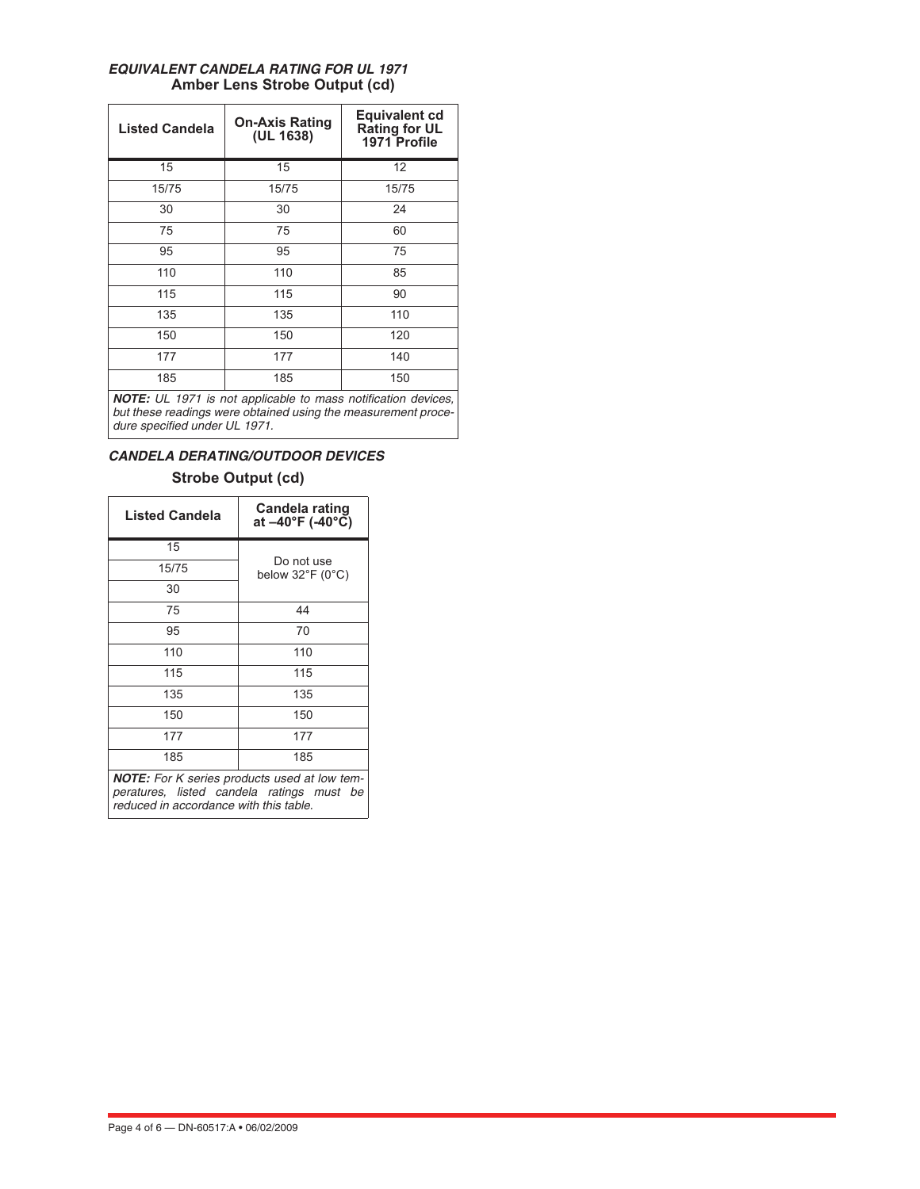### *EQUIVALENT CANDELA RATING FOR UL 1971*

**Amber Lens Strobe Output (cd)**

| Listed Candela | On-Axis Rating (UL 1638) | Equivalent cd Rating for UL 1971 Profile |
|---|---|---|
| 15 | 15 | 12 |
| 15/75 | 15/75 | 15/75 |
| 30 | 30 | 24 |
| 75 | 75 | 60 |
| 95 | 95 | 75 |
| 110 | 110 | 85 |
| 115 | 115 | 90 |
| 135 | 135 | 110 |
| 150 | 150 | 120 |
| 177 | 177 | 140 |
| 185 | 185 | 150 |

***NOTE:*** *UL 1971 is not applicable to mass notification devices, but these readings were obtained using the measurement procedure specified under UL 1971.*

### *CANDELA DERATING/OUTDOOR DEVICES*

**Strobe Output (cd)**

| Listed Candela | Candela rating at –40°F (-40°C) |
|---|---|
| 15 | Do not use below 32°F (0°C) |
| 15/75 | |
| 30 | |
| 75 | 44 |
| 95 | 70 |
| 110 | 110 |
| 115 | 115 |
| 135 | 135 |
| 150 | 150 |
| 177 | 177 |
| 185 | 185 |

***NOTE:*** *For K series products used at low temperatures, listed candela ratings must be reduced in accordance with this table.*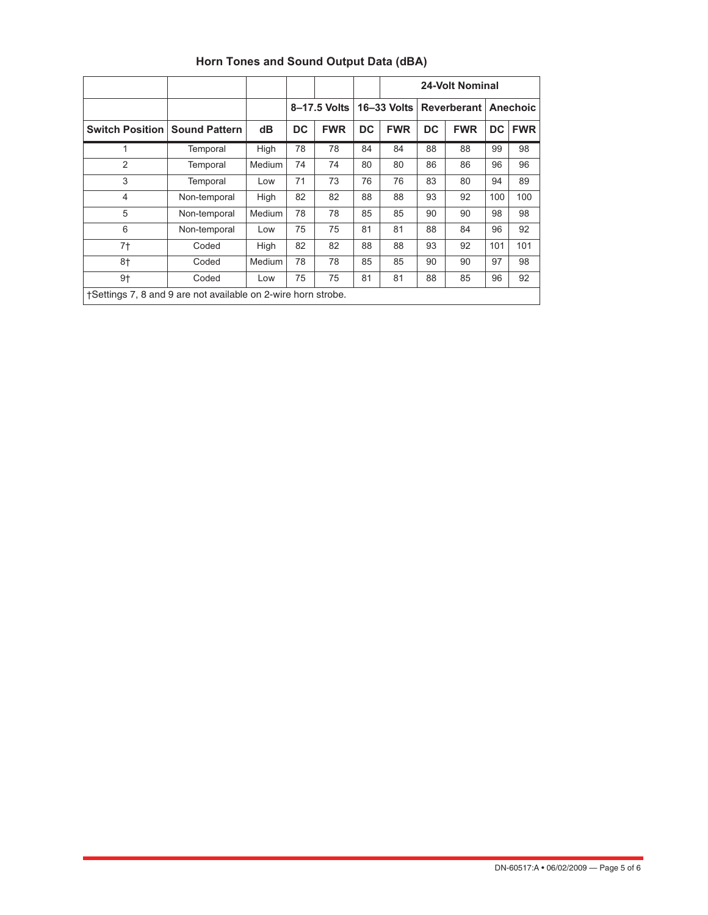## Horn Tones and Sound Output Data (dBA)

| | | | | | | 24-Volt Nominal | | | |
|---|---|---|---|---|---|---|---|---|---|
| | | | 8–17.5 Volts | | 16–33 Volts | | Reverberant | | Anechoic | |
| **Switch Position** | **Sound Pattern** | **dB** | **DC** | **FWR** | **DC** | **FWR** | **DC** | **FWR** | **DC** | **FWR** |
| 1 | Temporal | High | 78 | 78 | 84 | 84 | 88 | 88 | 99 | 98 |
| 2 | Temporal | Medium | 74 | 74 | 80 | 80 | 86 | 86 | 96 | 96 |
| 3 | Temporal | Low | 71 | 73 | 76 | 76 | 83 | 80 | 94 | 89 |
| 4 | Non-temporal | High | 82 | 82 | 88 | 88 | 93 | 92 | 100 | 100 |
| 5 | Non-temporal | Medium | 78 | 78 | 85 | 85 | 90 | 90 | 98 | 98 |
| 6 | Non-temporal | Low | 75 | 75 | 81 | 81 | 88 | 84 | 96 | 92 |
| 7† | Coded | High | 82 | 82 | 88 | 88 | 93 | 92 | 101 | 101 |
| 8† | Coded | Medium | 78 | 78 | 85 | 85 | 90 | 90 | 97 | 98 |
| 9† | Coded | Low | 75 | 75 | 81 | 81 | 88 | 85 | 96 | 92 |

†Settings 7, 8 and 9 are not available on 2-wire horn strobe.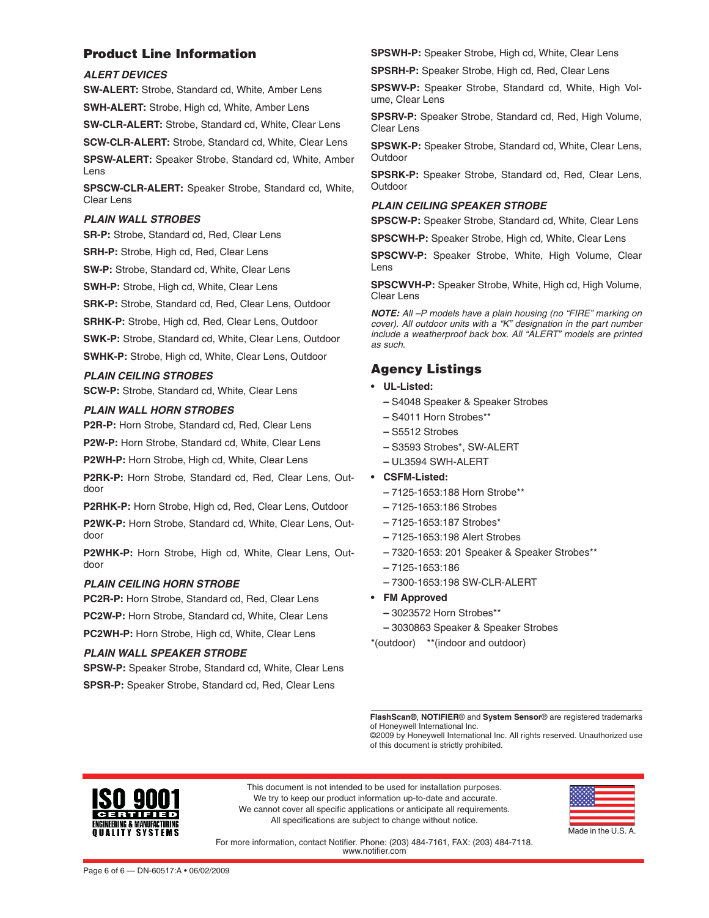## Product Line Information

### *ALERT DEVICES*

**SW-ALERT:** Strobe, Standard cd, White, Amber Lens

**SWH-ALERT:** Strobe, High cd, White, Amber Lens

**SW-CLR-ALERT:** Strobe, Standard cd, White, Clear Lens

**SCW-CLR-ALERT:** Strobe, Standard cd, White, Clear Lens

**SPSW-ALERT:** Speaker Strobe, Standard cd, White, Amber Lens

**SPSCW-CLR-ALERT:** Speaker Strobe, Standard cd, White, Clear Lens

### *PLAIN WALL STROBES*

**SR-P:** Strobe, Standard cd, Red, Clear Lens

**SRH-P:** Strobe, High cd, Red, Clear Lens

**SW-P:** Strobe, Standard cd, White, Clear Lens

**SWH-P:** Strobe, High cd, White, Clear Lens

**SRK-P:** Strobe, Standard cd, Red, Clear Lens, Outdoor

**SRHK-P:** Strobe, High cd, Red, Clear Lens, Outdoor

**SWK-P:** Strobe, Standard cd, White, Clear Lens, Outdoor

**SWHK-P:** Strobe, High cd, White, Clear Lens, Outdoor

### *PLAIN CEILING STROBES*

**SCW-P:** Strobe, Standard cd, White, Clear Lens

### *PLAIN WALL HORN STROBES*

**P2R-P:** Horn Strobe, Standard cd, Red, Clear Lens

**P2W-P:** Horn Strobe, Standard cd, White, Clear Lens

**P2WH-P:** Horn Strobe, High cd, White, Clear Lens

**P2RK-P:** Horn Strobe, Standard cd, Red, Clear Lens, Outdoor

**P2RHK-P:** Horn Strobe, High cd, Red, Clear Lens, Outdoor

**P2WK-P:** Horn Strobe, Standard cd, White, Clear Lens, Outdoor

**P2WHK-P:** Horn Strobe, High cd, White, Clear Lens, Outdoor

### *PLAIN CEILING HORN STROBE*

**PC2R-P:** Horn Strobe, Standard cd, Red, Clear Lens

**PC2W-P:** Horn Strobe, Standard cd, White, Clear Lens

**PC2WH-P:** Horn Strobe, High cd, White, Clear Lens

### *PLAIN WALL SPEAKER STROBE*

**SPSW-P:** Speaker Strobe, Standard cd, White, Clear Lens

**SPSR-P:** Speaker Strobe, Standard cd, Red, Clear Lens

**SPSWH-P:** Speaker Strobe, High cd, White, Clear Lens

**SPSRH-P:** Speaker Strobe, High cd, Red, Clear Lens

**SPSWV-P:** Speaker Strobe, Standard cd, White, High Volume, Clear Lens

**SPSRV-P:** Speaker Strobe, Standard cd, Red, High Volume, Clear Lens

**SPSWK-P:** Speaker Strobe, Standard cd, White, Clear Lens, Outdoor

**SPSRK-P:** Speaker Strobe, Standard cd, Red, Clear Lens, Outdoor

### *PLAIN CEILING SPEAKER STROBE*

**SPSCW-P:** Speaker Strobe, Standard cd, White, Clear Lens

**SPSCWH-P:** Speaker Strobe, High cd, White, Clear Lens

**SPSCWV-P:** Speaker Strobe, White, High Volume, Clear Lens

**SPSCWVH-P:** Speaker Strobe, White, High cd, High Volume, Clear Lens

***NOTE:*** *All –P models have a plain housing (no "FIRE" marking on cover). All outdoor units with a "K" designation in the part number include a weatherproof back box. All "ALERT" models are printed as such.*

## Agency Listings

- **UL-Listed:**
  - S4048 Speaker & Speaker Strobes
  - S4011 Horn Strobes**
  - S5512 Strobes
  - S3593 Strobes*, SW-ALERT
  - UL3594 SWH-ALERT
- **CSFM-Listed:**
  - 7125-1653:188 Horn Strobe**
  - 7125-1653:186 Strobes
  - 7125-1653:187 Strobes*
  - 7125-1653:198 Alert Strobes
  - 7320-1653: 201 Speaker & Speaker Strobes**
  - 7125-1653:186
  - 7300-1653:198 SW-CLR-ALERT
- **FM Approved**
  - 3023572 Horn Strobes**
  - 3030863 Speaker & Speaker Strobes

*(outdoor) **(indoor and outdoor)

**FlashScan®**, **NOTIFIER**® and **System Sensor**® are registered trademarks of Honeywell International Inc.
©2009 by Honeywell International Inc. All rights reserved. Unauthorized use of this document is strictly prohibited.

ISO 9001 CERTIFIED ENGINEERING & MANUFACTURING QUALITY SYSTEMS

This document is not intended to be used for installation purposes.
We try to keep our product information up-to-date and accurate.
We cannot cover all specific applications or anticipate all requirements.
All specifications are subject to change without notice.

Made in the U.S. A.

For more information, contact Notifier. Phone: (203) 484-7161, FAX: (203) 484-7118.
www.notifier.com